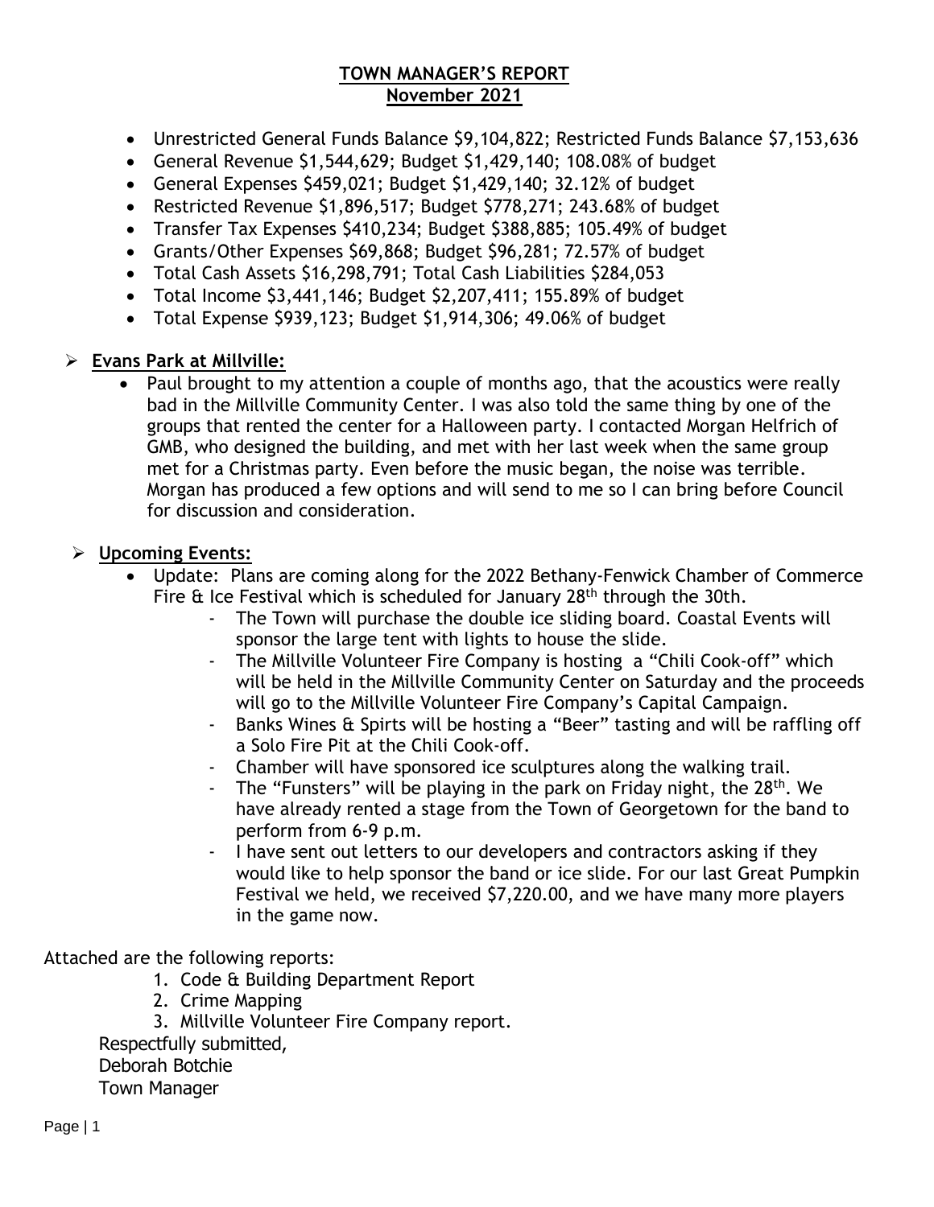# TOWN MANAGER'S REPORT
## November 2021

- Unrestricted General Funds Balance \$9,104,822; Restricted Funds Balance \$7,153,636
- General Revenue \$1,544,629; Budget \$1,429,140; 108.08% of budget
- General Expenses \$459,021; Budget \$1,429,140; 32.12% of budget
- Restricted Revenue \$1,896,517; Budget \$778,271; 243.68% of budget
- Transfer Tax Expenses \$410,234; Budget \$388,885; 105.49% of budget
- Grants/Other Expenses \$69,868; Budget \$96,281; 72.57% of budget
- Total Cash Assets \$16,298,791; Total Cash Liabilities \$284,053
- Total Income \$3,441,146; Budget \$2,207,411; 155.89% of budget
- Total Expense \$939,123; Budget \$1,914,306; 49.06% of budget

- **Evans Park at Millville:**
  - Paul brought to my attention a couple of months ago, that the acoustics were really bad in the Millville Community Center. I was also told the same thing by one of the groups that rented the center for a Halloween party. I contacted Morgan Helfrich of GMB, who designed the building, and met with her last week when the same group met for a Christmas party. Even before the music began, the noise was terrible. Morgan has produced a few options and will send to me so I can bring before Council for discussion and consideration.

- **Upcoming Events:**
  - Update: Plans are coming along for the 2022 Bethany-Fenwick Chamber of Commerce Fire & Ice Festival which is scheduled for January 28th through the 30th.
    - The Town will purchase the double ice sliding board. Coastal Events will sponsor the large tent with lights to house the slide.
    - The Millville Volunteer Fire Company is hosting a "Chili Cook-off" which will be held in the Millville Community Center on Saturday and the proceeds will go to the Millville Volunteer Fire Company's Capital Campaign.
    - Banks Wines & Spirts will be hosting a "Beer" tasting and will be raffling off a Solo Fire Pit at the Chili Cook-off.
    - Chamber will have sponsored ice sculptures along the walking trail.
    - The "Funsters" will be playing in the park on Friday night, the 28th. We have already rented a stage from the Town of Georgetown for the band to perform from 6-9 p.m.
    - I have sent out letters to our developers and contractors asking if they would like to help sponsor the band or ice slide. For our last Great Pumpkin Festival we held, we received \$7,220.00, and we have many more players in the game now.

Attached are the following reports:

1. Code & Building Department Report
2. Crime Mapping
3. Millville Volunteer Fire Company report.

Respectfully submitted,
Deborah Botchie
Town Manager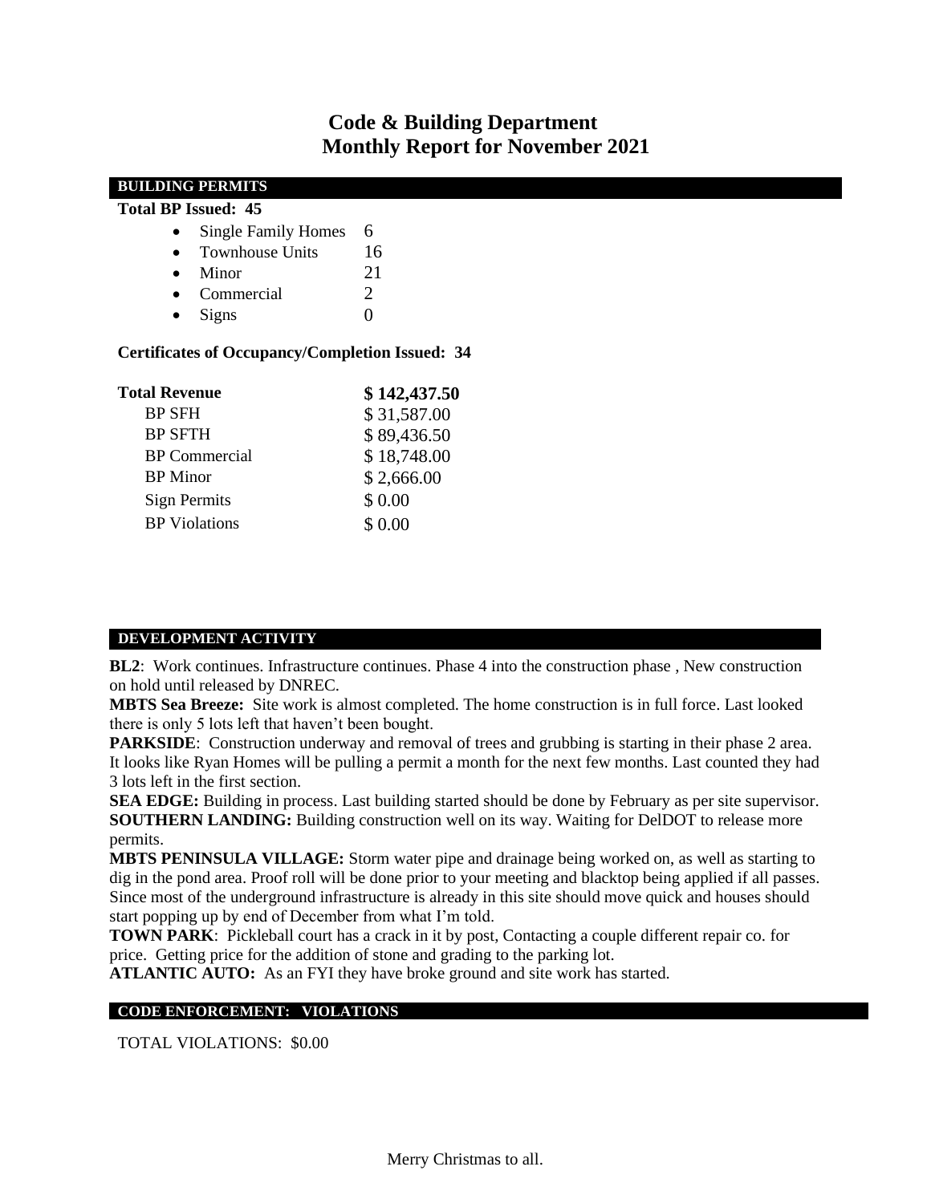# Code & Building Department
## Monthly Report for November 2021

### BUILDING PERMITS

**Total BP Issued: 45**

- Single Family Homes 6
- Townhouse Units 16
- Minor 21
- Commercial 2
- Signs 0

**Certificates of Occupancy/Completion Issued: 34**

| **Total Revenue** | **$ 142,437.50** |
| --- | --- |
| BP SFH | $ 31,587.00 |
| BP SFTH | $ 89,436.50 |
| BP Commercial | $ 18,748.00 |
| BP Minor | $ 2,666.00 |
| Sign Permits | $ 0.00 |
| BP Violations | $ 0.00 |

### DEVELOPMENT ACTIVITY

**BL2**: Work continues. Infrastructure continues. Phase 4 into the construction phase , New construction on hold until released by DNREC.

**MBTS Sea Breeze:** Site work is almost completed. The home construction is in full force. Last looked there is only 5 lots left that haven't been bought.

**PARKSIDE**: Construction underway and removal of trees and grubbing is starting in their phase 2 area. It looks like Ryan Homes will be pulling a permit a month for the next few months. Last counted they had 3 lots left in the first section.

**SEA EDGE:** Building in process. Last building started should be done by February as per site supervisor.

**SOUTHERN LANDING:** Building construction well on its way. Waiting for DelDOT to release more permits.

**MBTS PENINSULA VILLAGE:** Storm water pipe and drainage being worked on, as well as starting to dig in the pond area. Proof roll will be done prior to your meeting and blacktop being applied if all passes. Since most of the underground infrastructure is already in this site should move quick and houses should start popping up by end of December from what I'm told.

**TOWN PARK**: Pickleball court has a crack in it by post, Contacting a couple different repair co. for price. Getting price for the addition of stone and grading to the parking lot.

**ATLANTIC AUTO:** As an FYI they have broke ground and site work has started.

### CODE ENFORCEMENT: VIOLATIONS

TOTAL VIOLATIONS: $0.00

Merry Christmas to all.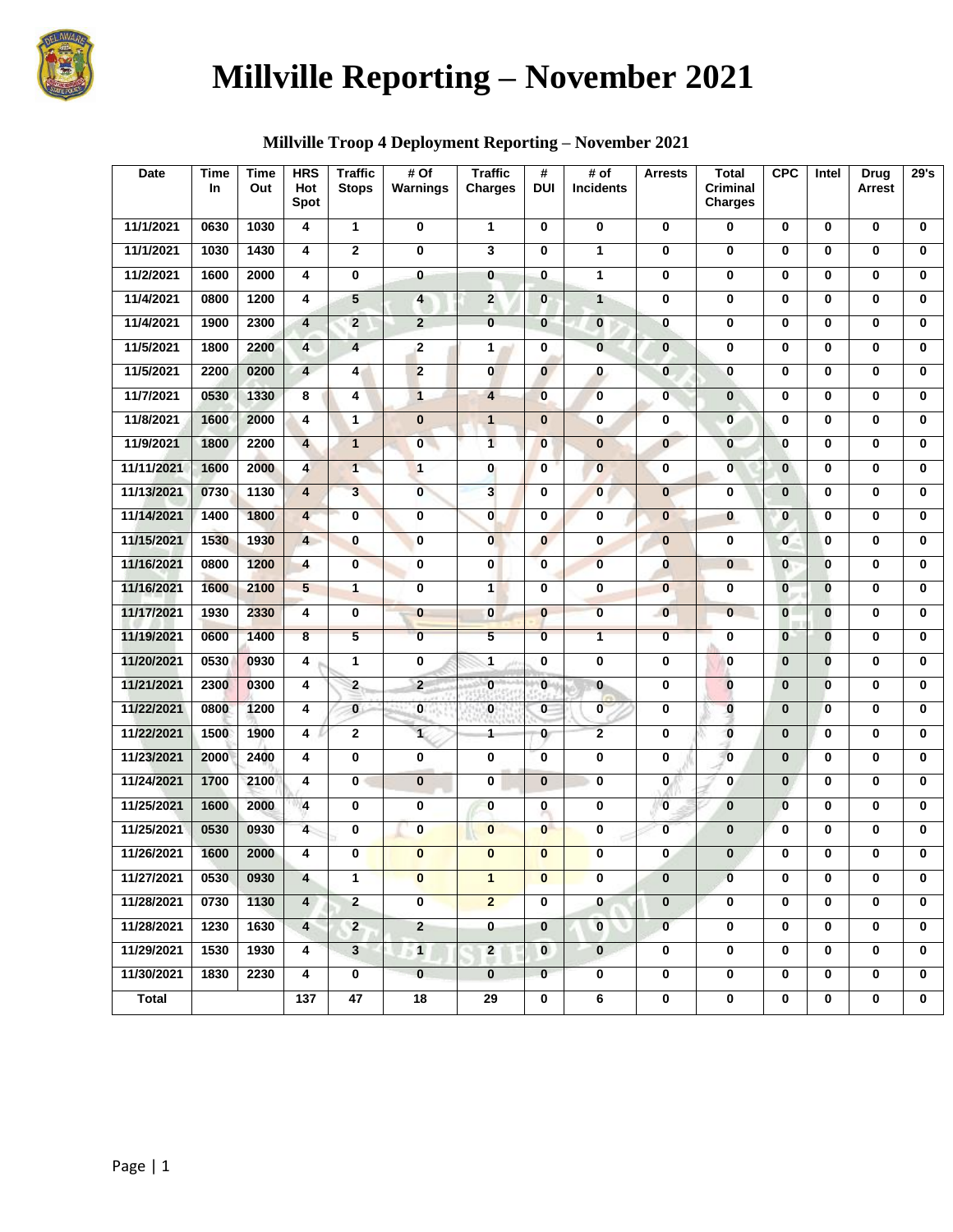# Millville Reporting – November 2021

## Millville Troop 4 Deployment Reporting – November 2021

| Date | Time In | Time Out | HRS Hot Spot | Traffic Stops | # Of Warnings | Traffic Charges | # DUI | # of Incidents | Arrests | Total Criminal Charges | CPC | Intel | Drug Arrest | 29's |
|---|---|---|---|---|---|---|---|---|---|---|---|---|---|---|
| 11/1/2021 | 0630 | 1030 | 4 | 1 | 0 | 1 | 0 | 0 | 0 | 0 | 0 | 0 | 0 | 0 |
| 11/1/2021 | 1030 | 1430 | 4 | 2 | 0 | 3 | 0 | 1 | 0 | 0 | 0 | 0 | 0 | 0 |
| 11/2/2021 | 1600 | 2000 | 4 | 0 | 0 | 0 | 0 | 1 | 0 | 0 | 0 | 0 | 0 | 0 |
| 11/4/2021 | 0800 | 1200 | 4 | 5 | 4 | 2 | 0 | 1 | 0 | 0 | 0 | 0 | 0 | 0 |
| 11/4/2021 | 1900 | 2300 | 4 | 2 | 2 | 0 | 0 | 0 | 0 | 0 | 0 | 0 | 0 | 0 |
| 11/5/2021 | 1800 | 2200 | 4 | 4 | 2 | 1 | 0 | 0 | 0 | 0 | 0 | 0 | 0 | 0 |
| 11/5/2021 | 2200 | 0200 | 4 | 4 | 2 | 0 | 0 | 0 | 0 | 0 | 0 | 0 | 0 | 0 |
| 11/7/2021 | 0530 | 1330 | 8 | 4 | 1 | 4 | 0 | 0 | 0 | 0 | 0 | 0 | 0 | 0 |
| 11/8/2021 | 1600 | 2000 | 4 | 1 | 0 | 1 | 0 | 0 | 0 | 0 | 0 | 0 | 0 | 0 |
| 11/9/2021 | 1800 | 2200 | 4 | 1 | 0 | 1 | 0 | 0 | 0 | 0 | 0 | 0 | 0 | 0 |
| 11/11/2021 | 1600 | 2000 | 4 | 1 | 1 | 0 | 0 | 0 | 0 | 0 | 0 | 0 | 0 | 0 |
| 11/13/2021 | 0730 | 1130 | 4 | 3 | 0 | 3 | 0 | 0 | 0 | 0 | 0 | 0 | 0 | 0 |
| 11/14/2021 | 1400 | 1800 | 4 | 0 | 0 | 0 | 0 | 0 | 0 | 0 | 0 | 0 | 0 | 0 |
| 11/15/2021 | 1530 | 1930 | 4 | 0 | 0 | 0 | 0 | 0 | 0 | 0 | 0 | 0 | 0 | 0 |
| 11/16/2021 | 0800 | 1200 | 4 | 0 | 0 | 0 | 0 | 0 | 0 | 0 | 0 | 0 | 0 | 0 |
| 11/16/2021 | 1600 | 2100 | 5 | 1 | 0 | 1 | 0 | 0 | 0 | 0 | 0 | 0 | 0 | 0 |
| 11/17/2021 | 1930 | 2330 | 4 | 0 | 0 | 0 | 0 | 0 | 0 | 0 | 0 | 0 | 0 | 0 |
| 11/19/2021 | 0600 | 1400 | 8 | 5 | 0 | 5 | 0 | 1 | 0 | 0 | 0 | 0 | 0 | 0 |
| 11/20/2021 | 0530 | 0930 | 4 | 1 | 0 | 1 | 0 | 0 | 0 | 0 | 0 | 0 | 0 | 0 |
| 11/21/2021 | 2300 | 0300 | 4 | 2 | 2 | 0 | 0 | 0 | 0 | 0 | 0 | 0 | 0 | 0 |
| 11/22/2021 | 0800 | 1200 | 4 | 0 | 0 | 0 | 0 | 0 | 0 | 0 | 0 | 0 | 0 | 0 |
| 11/22/2021 | 1500 | 1900 | 4 | 2 | 1 | 1 | 0 | 2 | 0 | 0 | 0 | 0 | 0 | 0 |
| 11/23/2021 | 2000 | 2400 | 4 | 0 | 0 | 0 | 0 | 0 | 0 | 0 | 0 | 0 | 0 | 0 |
| 11/24/2021 | 1700 | 2100 | 4 | 0 | 0 | 0 | 0 | 0 | 0 | 0 | 0 | 0 | 0 | 0 |
| 11/25/2021 | 1600 | 2000 | 4 | 0 | 0 | 0 | 0 | 0 | 0 | 0 | 0 | 0 | 0 | 0 |
| 11/25/2021 | 0530 | 0930 | 4 | 0 | 0 | 0 | 0 | 0 | 0 | 0 | 0 | 0 | 0 | 0 |
| 11/26/2021 | 1600 | 2000 | 4 | 0 | 0 | 0 | 0 | 0 | 0 | 0 | 0 | 0 | 0 | 0 |
| 11/27/2021 | 0530 | 0930 | 4 | 1 | 0 | 1 | 0 | 0 | 0 | 0 | 0 | 0 | 0 | 0 |
| 11/28/2021 | 0730 | 1130 | 4 | 2 | 0 | 2 | 0 | 0 | 0 | 0 | 0 | 0 | 0 | 0 |
| 11/28/2021 | 1230 | 1630 | 4 | 2 | 2 | 0 | 0 | 0 | 0 | 0 | 0 | 0 | 0 | 0 |
| 11/29/2021 | 1530 | 1930 | 4 | 3 | 1 | 2 | 0 | 0 | 0 | 0 | 0 | 0 | 0 | 0 |
| 11/30/2021 | 1830 | 2230 | 4 | 0 | 0 | 0 | 0 | 0 | 0 | 0 | 0 | 0 | 0 | 0 |
| Total | | | 137 | 47 | 18 | 29 | 0 | 6 | 0 | 0 | 0 | 0 | 0 | 0 |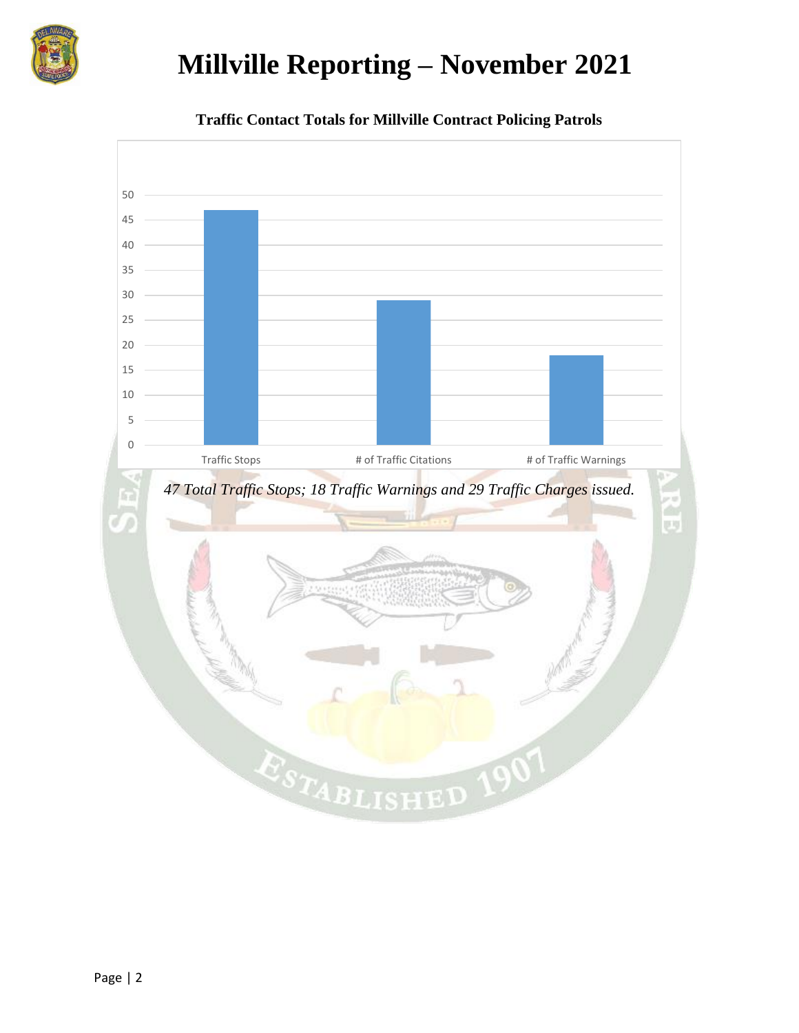# Millville Reporting – November 2021

**Traffic Contact Totals for Millville Contract Policing Patrols**

| Category | Count |
|---|---|
| Traffic Stops | 47 |
| # of Traffic Citations | 29 |
| # of Traffic Warnings | 18 |

*47 Total Traffic Stops; 18 Traffic Warnings and 29 Traffic Charges issued.*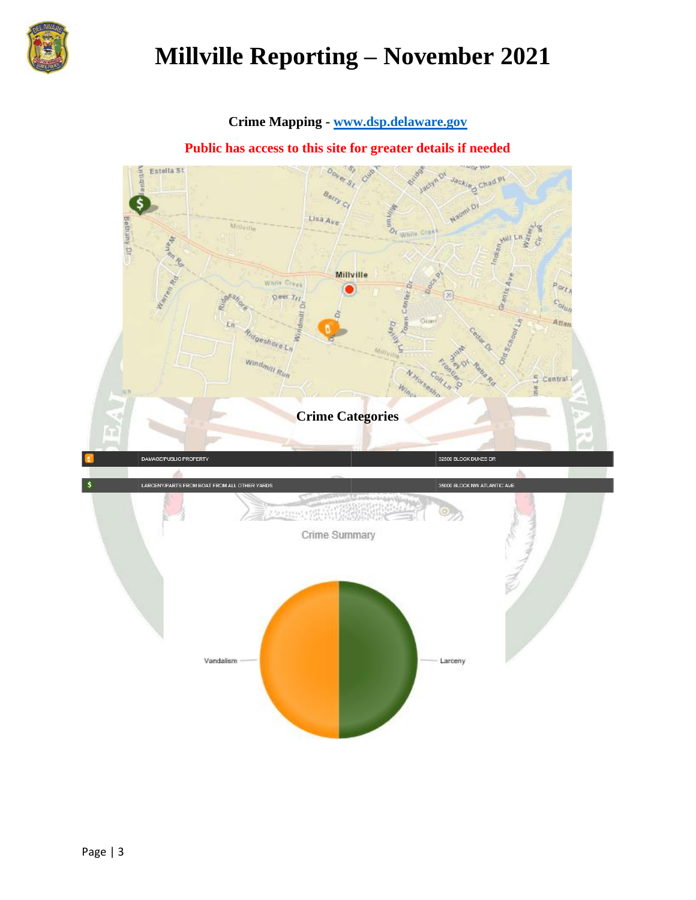# Millville Reporting – November 2021

**Crime Mapping - [www.dsp.delaware.gov](www.dsp.delaware.gov)**

**Public has access to this site for greater details if needed**

## Crime Categories

| | | | |
|---|---|---|---|
| | DAMAGE/PUBLIC PROPERTY | | 32500 BLOCK DUKES DR |
| $ | LARCENY/PARTS FROM BOAT FROM ALL OTHER YARDS | | 35000 BLOCK NW ATLANTIC AVE |

Crime Summary

Vandalism

Larceny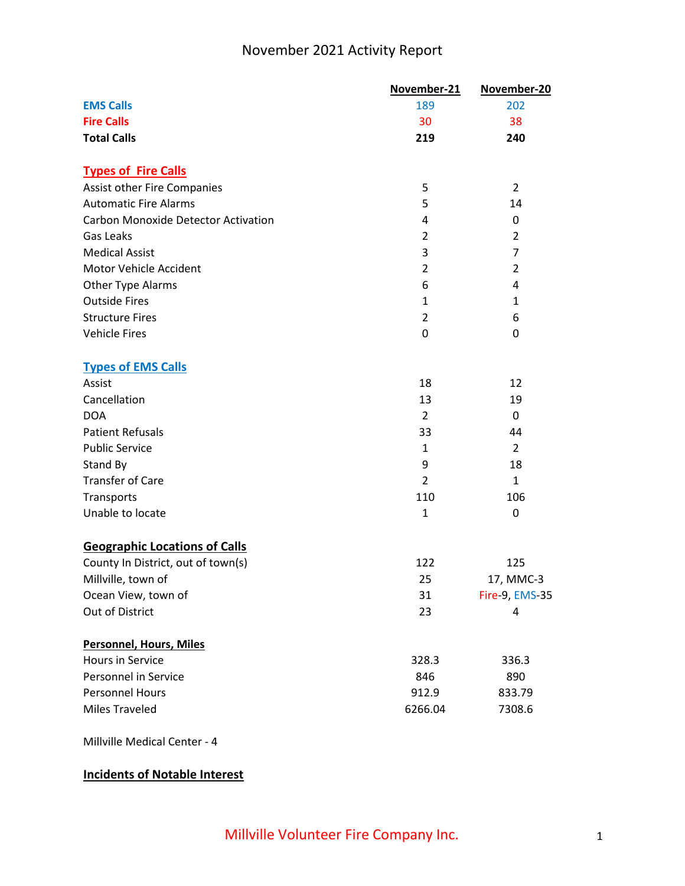# November 2021 Activity Report

| | November-21 | November-20 |
|---|---|---|
| **EMS Calls** | 189 | 202 |
| **Fire Calls** | 30 | 38 |
| **Total Calls** | **219** | **240** |
| **Types of Fire Calls** | | |
| Assist other Fire Companies | 5 | 2 |
| Automatic Fire Alarms | 5 | 14 |
| Carbon Monoxide Detector Activation | 4 | 0 |
| Gas Leaks | 2 | 2 |
| Medical Assist | 3 | 7 |
| Motor Vehicle Accident | 2 | 2 |
| Other Type Alarms | 6 | 4 |
| Outside Fires | 1 | 1 |
| Structure Fires | 2 | 6 |
| Vehicle Fires | 0 | 0 |
| **Types of EMS Calls** | | |
| Assist | 18 | 12 |
| Cancellation | 13 | 19 |
| DOA | 2 | 0 |
| Patient Refusals | 33 | 44 |
| Public Service | 1 | 2 |
| Stand By | 9 | 18 |
| Transfer of Care | 2 | 1 |
| Transports | 110 | 106 |
| Unable to locate | 1 | 0 |
| **Geographic Locations of Calls** | | |
| County In District, out of town(s) | 122 | 125 |
| Millville, town of | 25 | 17, MMC-3 |
| Ocean View, town of | 31 | Fire-9, EMS-35 |
| Out of District | 23 | 4 |
| **Personnel, Hours, Miles** | | |
| Hours in Service | 328.3 | 336.3 |
| Personnel in Service | 846 | 890 |
| Personnel Hours | 912.9 | 833.79 |
| Miles Traveled | 6266.04 | 7308.6 |

Millville Medical Center - 4

**Incidents of Notable Interest**

Millville Volunteer Fire Company Inc.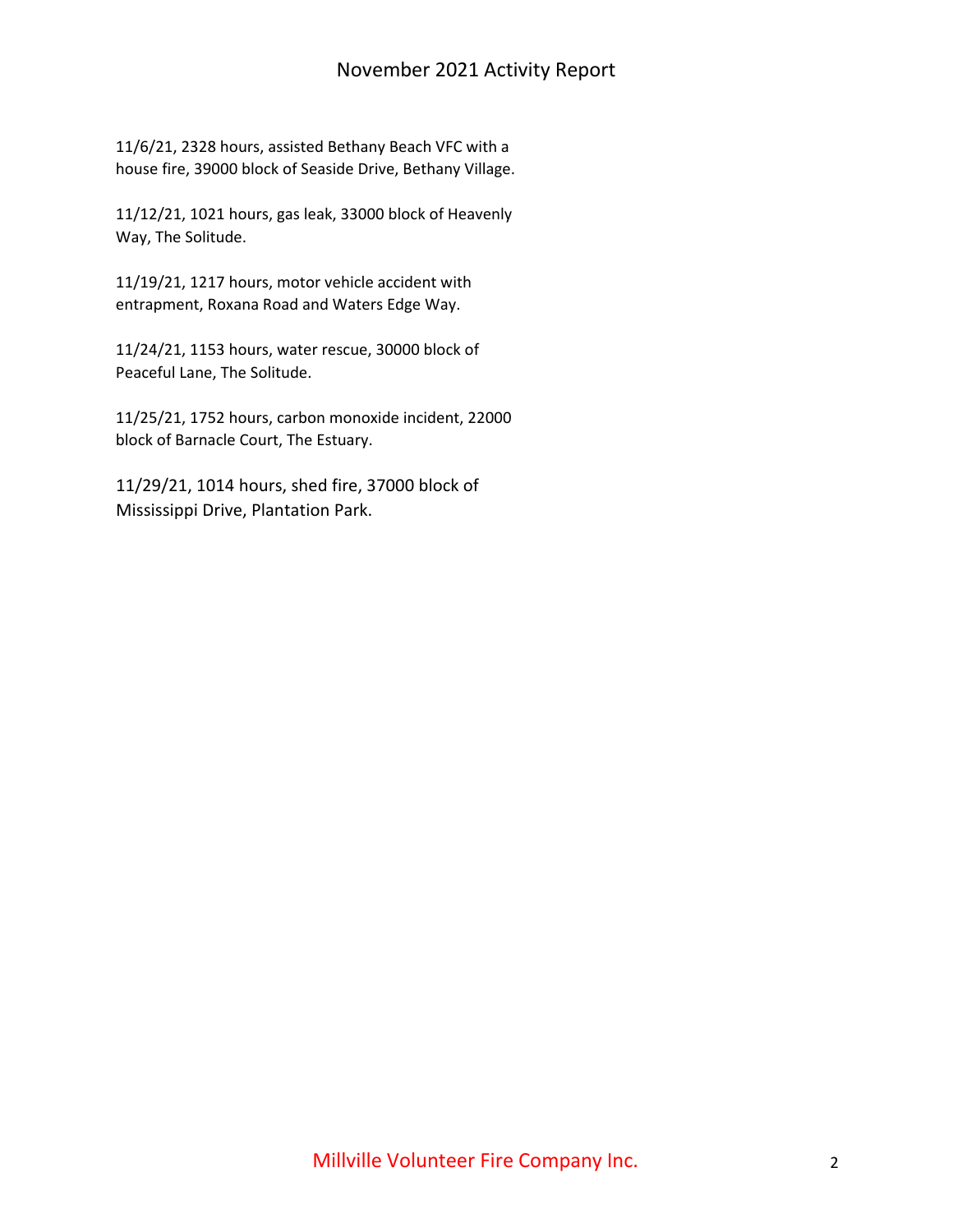# November 2021 Activity Report

11/6/21, 2328 hours, assisted Bethany Beach VFC with a house fire, 39000 block of Seaside Drive, Bethany Village.

11/12/21, 1021 hours, gas leak, 33000 block of Heavenly Way, The Solitude.

11/19/21, 1217 hours, motor vehicle accident with entrapment, Roxana Road and Waters Edge Way.

11/24/21, 1153 hours, water rescue, 30000 block of Peaceful Lane, The Solitude.

11/25/21, 1752 hours, carbon monoxide incident, 22000 block of Barnacle Court, The Estuary.

11/29/21, 1014 hours, shed fire, 37000 block of Mississippi Drive, Plantation Park.